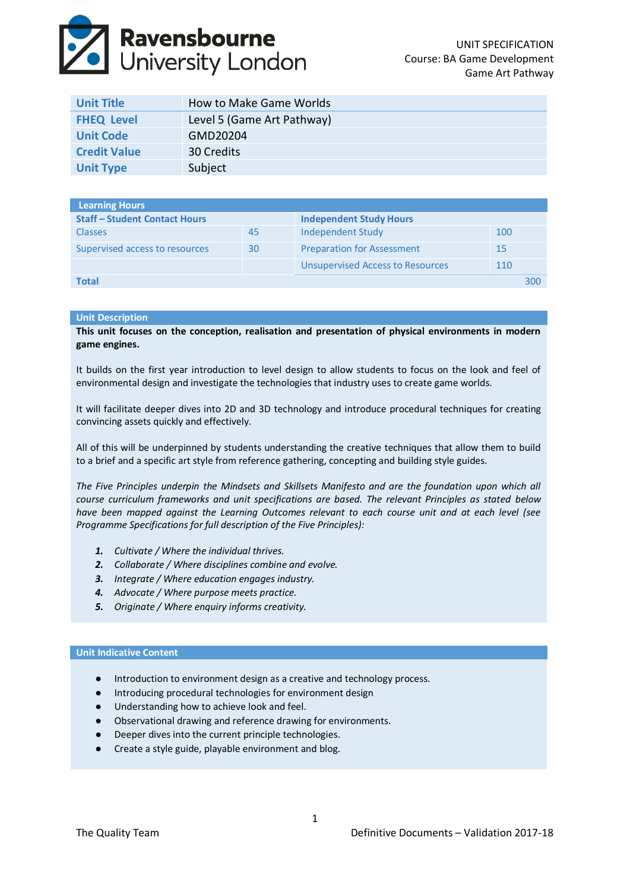UNIT SPECIFICATION
Course: BA Game Development
Game Art Pathway

| | |
|---|---|
| **Unit Title** | How to Make Game Worlds |
| **FHEQ Level** | Level 5 (Game Art Pathway) |
| **Unit Code** | GMD20204 |
| **Credit Value** | 30 Credits |
| **Unit Type** | Subject |

| **Learning Hours** | | | |
|---|---|---|---|
| **Staff – Student Contact Hours** | | **Independent Study Hours** | |
| Classes | 45 | Independent Study | 100 |
| Supervised access to resources | 30 | Preparation for Assessment | 15 |
| | | Unsupervised Access to Resources | 110 |
| **Total** | | | 300 |

## Unit Description

**This unit focuses on the conception, realisation and presentation of physical environments in modern game engines.**

It builds on the first year introduction to level design to allow students to focus on the look and feel of environmental design and investigate the technologies that industry uses to create game worlds.

It will facilitate deeper dives into 2D and 3D technology and introduce procedural techniques for creating convincing assets quickly and effectively.

All of this will be underpinned by students understanding the creative techniques that allow them to build to a brief and a specific art style from reference gathering, concepting and building style guides.

*The Five Principles underpin the Mindsets and Skillsets Manifesto and are the foundation upon which all course curriculum frameworks and unit specifications are based. The relevant Principles as stated below have been mapped against the Learning Outcomes relevant to each course unit and at each level (see Programme Specifications for full description of the Five Principles):*

1. *Cultivate / Where the individual thrives.*
2. *Collaborate / Where disciplines combine and evolve.*
3. *Integrate / Where education engages industry.*
4. *Advocate / Where purpose meets practice.*
5. *Originate / Where enquiry informs creativity.*

## Unit Indicative Content

- Introduction to environment design as a creative and technology process.
- Introducing procedural technologies for environment design
- Understanding how to achieve look and feel.
- Observational drawing and reference drawing for environments.
- Deeper dives into the current principle technologies.
- Create a style guide, playable environment and blog.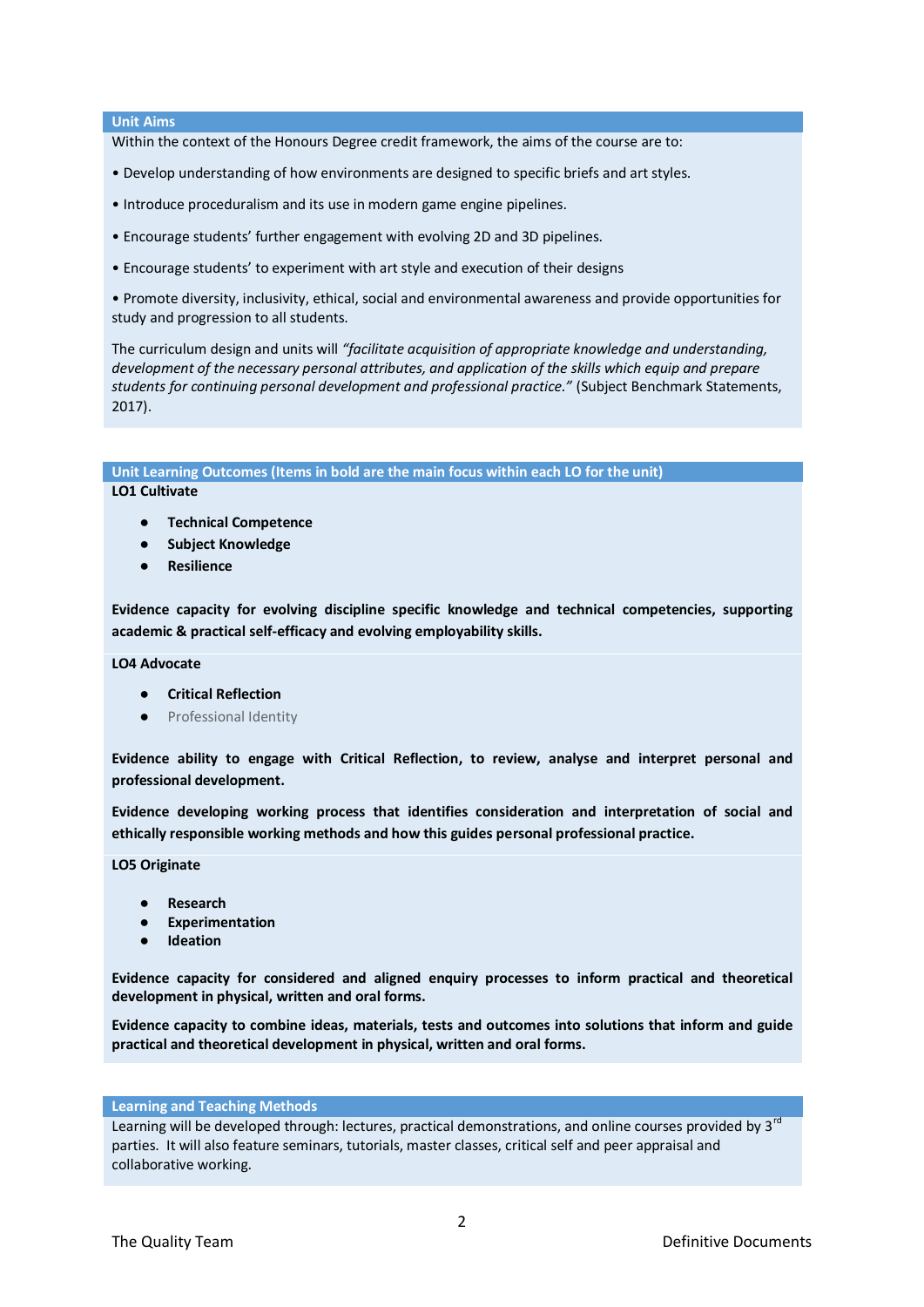## Unit Aims

Within the context of the Honours Degree credit framework, the aims of the course are to:

• Develop understanding of how environments are designed to specific briefs and art styles.

• Introduce proceduralism and its use in modern game engine pipelines.

• Encourage students' further engagement with evolving 2D and 3D pipelines.

• Encourage students' to experiment with art style and execution of their designs

• Promote diversity, inclusivity, ethical, social and environmental awareness and provide opportunities for study and progression to all students.

The curriculum design and units will *"facilitate acquisition of appropriate knowledge and understanding, development of the necessary personal attributes, and application of the skills which equip and prepare students for continuing personal development and professional practice."* (Subject Benchmark Statements, 2017).

## Unit Learning Outcomes (Items in bold are the main focus within each LO for the unit)

**LO1 Cultivate**

- **Technical Competence**
- **Subject Knowledge**
- **Resilience**

**Evidence capacity for evolving discipline specific knowledge and technical competencies, supporting academic & practical self-efficacy and evolving employability skills.**

**LO4 Advocate**

- **Critical Reflection**
- Professional Identity

**Evidence ability to engage with Critical Reflection, to review, analyse and interpret personal and professional development.**

**Evidence developing working process that identifies consideration and interpretation of social and ethically responsible working methods and how this guides personal professional practice.**

**LO5 Originate**

- **Research**
- **Experimentation**
- **Ideation**

**Evidence capacity for considered and aligned enquiry processes to inform practical and theoretical development in physical, written and oral forms.**

**Evidence capacity to combine ideas, materials, tests and outcomes into solutions that inform and guide practical and theoretical development in physical, written and oral forms.**

## Learning and Teaching Methods

Learning will be developed through: lectures, practical demonstrations, and online courses provided by 3rd parties. It will also feature seminars, tutorials, master classes, critical self and peer appraisal and collaborative working.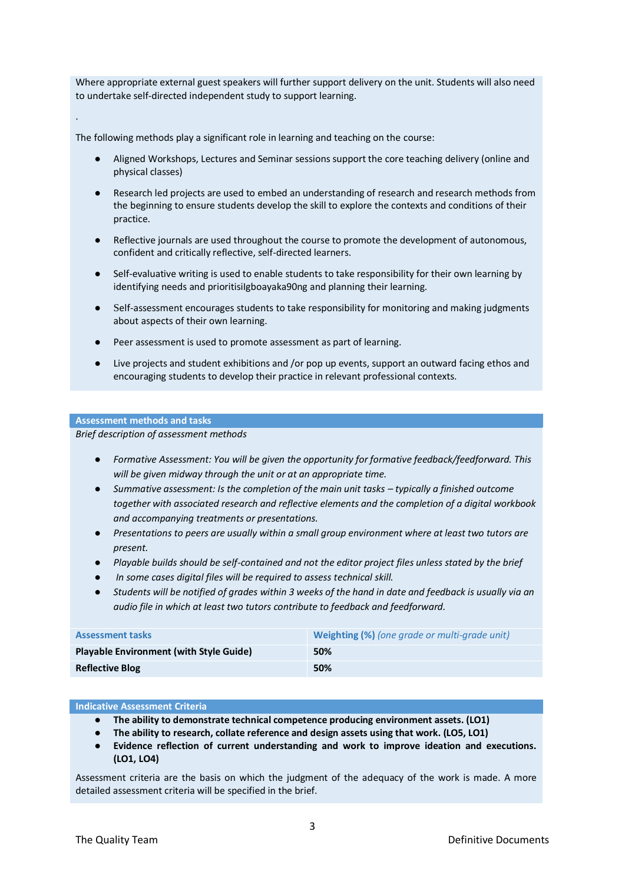Where appropriate external guest speakers will further support delivery on the unit. Students will also need to undertake self-directed independent study to support learning.

.

The following methods play a significant role in learning and teaching on the course:

- Aligned Workshops, Lectures and Seminar sessions support the core teaching delivery (online and physical classes)
- Research led projects are used to embed an understanding of research and research methods from the beginning to ensure students develop the skill to explore the contexts and conditions of their practice.
- Reflective journals are used throughout the course to promote the development of autonomous, confident and critically reflective, self-directed learners.
- Self-evaluative writing is used to enable students to take responsibility for their own learning by identifying needs and prioritisiIgboayaka90ng and planning their learning.
- Self-assessment encourages students to take responsibility for monitoring and making judgments about aspects of their own learning.
- Peer assessment is used to promote assessment as part of learning.
- Live projects and student exhibitions and /or pop up events, support an outward facing ethos and encouraging students to develop their practice in relevant professional contexts.

## Assessment methods and tasks

*Brief description of assessment methods*

- *Formative Assessment: You will be given the opportunity for formative feedback/feedforward. This will be given midway through the unit or at an appropriate time.*
- *Summative assessment: Is the completion of the main unit tasks – typically a finished outcome together with associated research and reflective elements and the completion of a digital workbook and accompanying treatments or presentations.*
- *Presentations to peers are usually within a small group environment where at least two tutors are present.*
- *Playable builds should be self-contained and not the editor project files unless stated by the brief*
- *In some cases digital files will be required to assess technical skill.*
- *Students will be notified of grades within 3 weeks of the hand in date and feedback is usually via an audio file in which at least two tutors contribute to feedback and feedforward.*

| Assessment tasks | Weighting (%) *(one grade or multi-grade unit)* |
|---|---|
| **Playable Environment (with Style Guide)** | **50%** |
| **Reflective Blog** | **50%** |

## Indicative Assessment Criteria

- **The ability to demonstrate technical competence producing environment assets. (LO1)**
- **The ability to research, collate reference and design assets using that work. (LO5, LO1)**
- **Evidence reflection of current understanding and work to improve ideation and executions. (LO1, LO4)**

Assessment criteria are the basis on which the judgment of the adequacy of the work is made. A more detailed assessment criteria will be specified in the brief.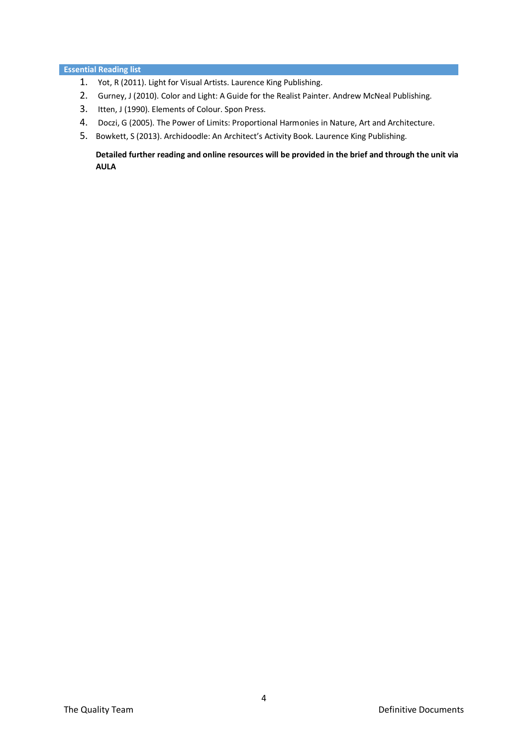## Essential Reading list

1. Yot, R (2011). Light for Visual Artists. Laurence King Publishing.
2. Gurney, J (2010). Color and Light: A Guide for the Realist Painter. Andrew McNeal Publishing.
3. Itten, J (1990). Elements of Colour. Spon Press.
4. Doczi, G (2005). The Power of Limits: Proportional Harmonies in Nature, Art and Architecture.
5. Bowkett, S (2013). Archidoodle: An Architect's Activity Book. Laurence King Publishing.

**Detailed further reading and online resources will be provided in the brief and through the unit via AULA**